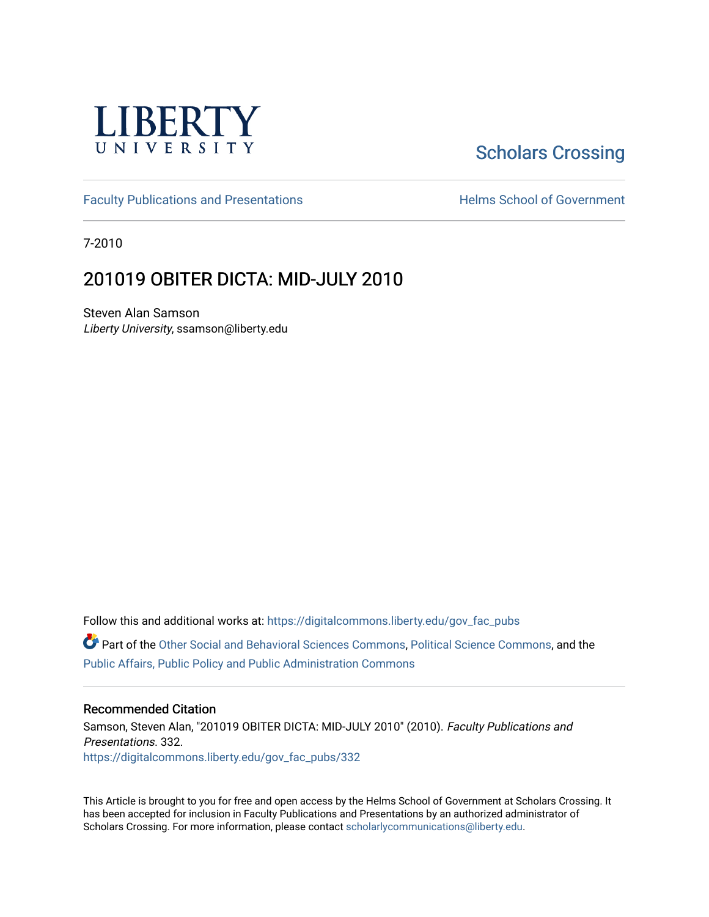LIBERTY UNIVERSITY

Scholars Crossing

Faculty Publications and Presentations

Helms School of Government

7-2010

# 201019 OBITER DICTA: MID-JULY 2010

Steven Alan Samson
*Liberty University*, ssamson@liberty.edu

Follow this and additional works at: https://digitalcommons.liberty.edu/gov_fac_pubs

Part of the Other Social and Behavioral Sciences Commons, Political Science Commons, and the Public Affairs, Public Policy and Public Administration Commons

## Recommended Citation

Samson, Steven Alan, "201019 OBITER DICTA: MID-JULY 2010" (2010). *Faculty Publications and Presentations*. 332.
https://digitalcommons.liberty.edu/gov_fac_pubs/332

This Article is brought to you for free and open access by the Helms School of Government at Scholars Crossing. It has been accepted for inclusion in Faculty Publications and Presentations by an authorized administrator of Scholars Crossing. For more information, please contact scholarlycommunications@liberty.edu.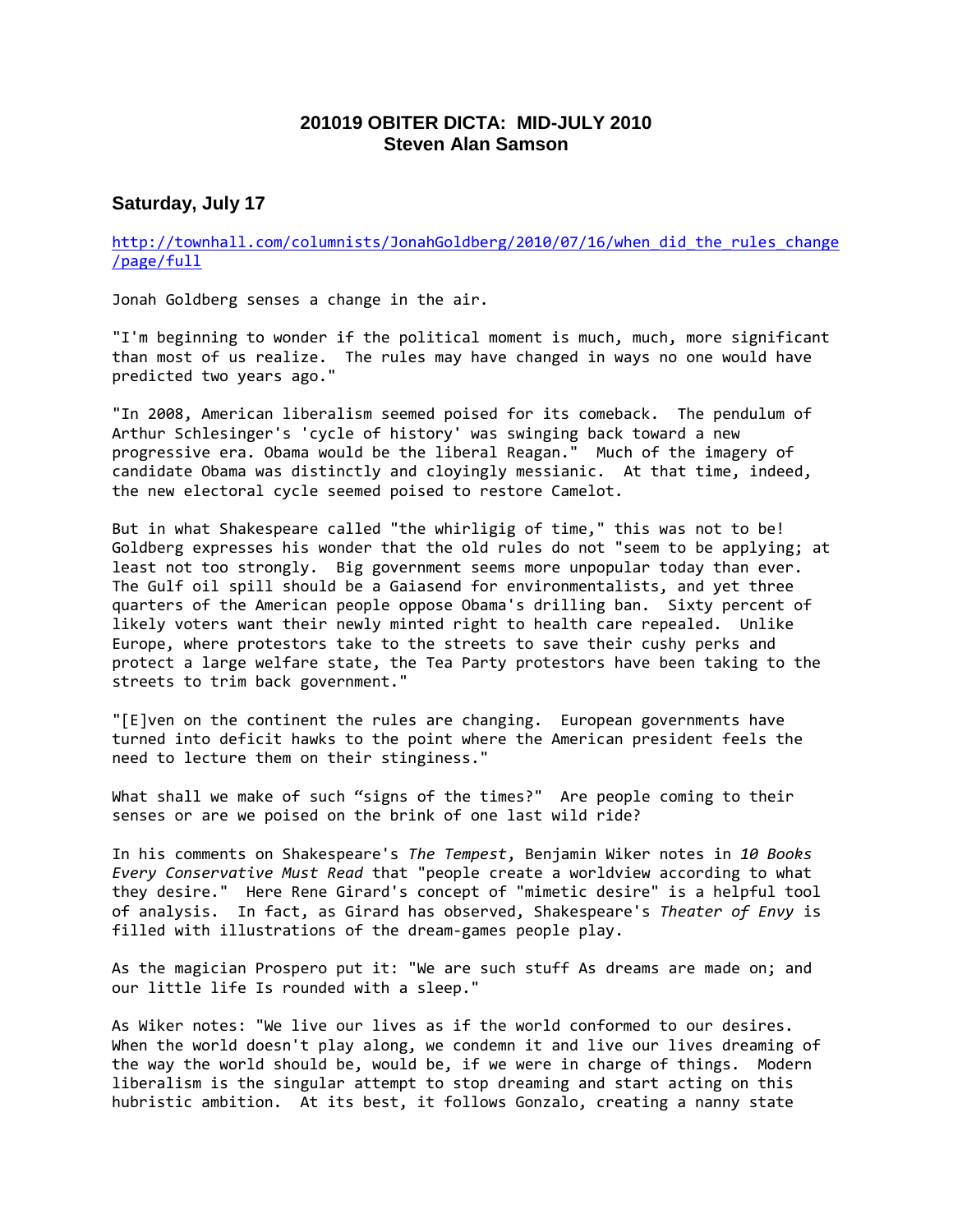### 201019 OBITER DICTA: MID-JULY 2010
### Steven Alan Samson

## Saturday, July 17

http://townhall.com/columnists/JonahGoldberg/2010/07/16/when_did_the_rules_change/page/full

Jonah Goldberg senses a change in the air.

"I'm beginning to wonder if the political moment is much, much, more significant than most of us realize. The rules may have changed in ways no one would have predicted two years ago."

"In 2008, American liberalism seemed poised for its comeback. The pendulum of Arthur Schlesinger's 'cycle of history' was swinging back toward a new progressive era. Obama would be the liberal Reagan." Much of the imagery of candidate Obama was distinctly and cloyingly messianic. At that time, indeed, the new electoral cycle seemed poised to restore Camelot.

But in what Shakespeare called "the whirligig of time," this was not to be! Goldberg expresses his wonder that the old rules do not "seem to be applying; at least not too strongly. Big government seems more unpopular today than ever. The Gulf oil spill should be a Gaiasend for environmentalists, and yet three quarters of the American people oppose Obama's drilling ban. Sixty percent of likely voters want their newly minted right to health care repealed. Unlike Europe, where protestors take to the streets to save their cushy perks and protect a large welfare state, the Tea Party protestors have been taking to the streets to trim back government."

"[E]ven on the continent the rules are changing. European governments have turned into deficit hawks to the point where the American president feels the need to lecture them on their stinginess."

What shall we make of such "signs of the times?" Are people coming to their senses or are we poised on the brink of one last wild ride?

In his comments on Shakespeare's *The Tempest*, Benjamin Wiker notes in *10 Books Every Conservative Must Read* that "people create a worldview according to what they desire." Here Rene Girard's concept of "mimetic desire" is a helpful tool of analysis. In fact, as Girard has observed, Shakespeare's *Theater of Envy* is filled with illustrations of the dream-games people play.

As the magician Prospero put it: "We are such stuff As dreams are made on; and our little life Is rounded with a sleep."

As Wiker notes: "We live our lives as if the world conformed to our desires. When the world doesn't play along, we condemn it and live our lives dreaming of the way the world should be, would be, if we were in charge of things. Modern liberalism is the singular attempt to stop dreaming and start acting on this hubristic ambition. At its best, it follows Gonzalo, creating a nanny state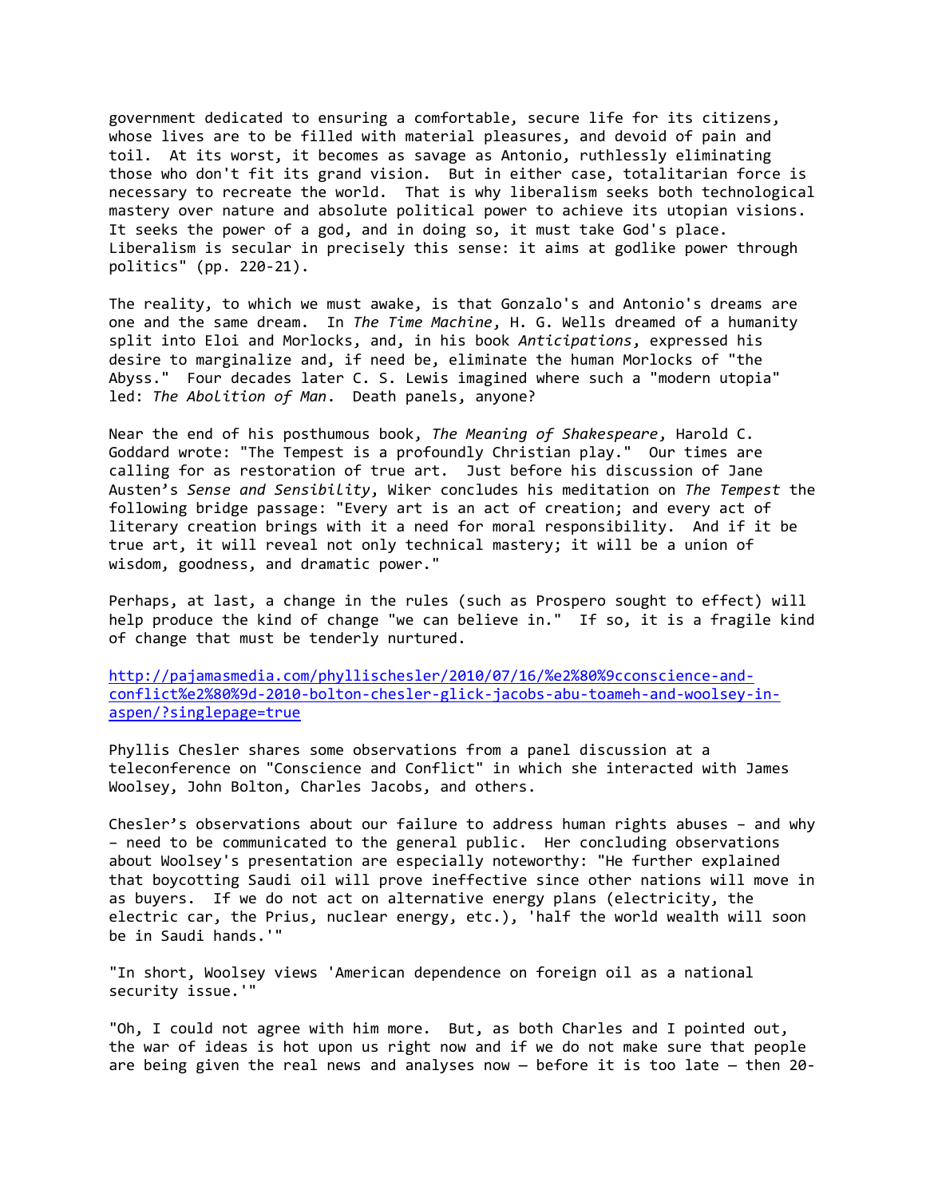government dedicated to ensuring a comfortable, secure life for its citizens, whose lives are to be filled with material pleasures, and devoid of pain and toil. At its worst, it becomes as savage as Antonio, ruthlessly eliminating those who don't fit its grand vision. But in either case, totalitarian force is necessary to recreate the world. That is why liberalism seeks both technological mastery over nature and absolute political power to achieve its utopian visions. It seeks the power of a god, and in doing so, it must take God's place. Liberalism is secular in precisely this sense: it aims at godlike power through politics" (pp. 220-21).

The reality, to which we must awake, is that Gonzalo's and Antonio's dreams are one and the same dream. In *The Time Machine*, H. G. Wells dreamed of a humanity split into Eloi and Morlocks, and, in his book *Anticipations*, expressed his desire to marginalize and, if need be, eliminate the human Morlocks of "the Abyss." Four decades later C. S. Lewis imagined where such a "modern utopia" led: *The Abolition of Man*. Death panels, anyone?

Near the end of his posthumous book, *The Meaning of Shakespeare*, Harold C. Goddard wrote: "The Tempest is a profoundly Christian play." Our times are calling for as restoration of true art. Just before his discussion of Jane Austen's *Sense and Sensibility*, Wiker concludes his meditation on *The Tempest* the following bridge passage: "Every art is an act of creation; and every act of literary creation brings with it a need for moral responsibility. And if it be true art, it will reveal not only technical mastery; it will be a union of wisdom, goodness, and dramatic power."

Perhaps, at last, a change in the rules (such as Prospero sought to effect) will help produce the kind of change "we can believe in." If so, it is a fragile kind of change that must be tenderly nurtured.

http://pajamasmedia.com/phyllischesler/2010/07/16/%e2%80%9cconscience-and-conflict%e2%80%9d-2010-bolton-chesler-glick-jacobs-abu-toameh-and-woolsey-in-aspen/?singlepage=true

Phyllis Chesler shares some observations from a panel discussion at a teleconference on "Conscience and Conflict" in which she interacted with James Woolsey, John Bolton, Charles Jacobs, and others.

Chesler's observations about our failure to address human rights abuses – and why – need to be communicated to the general public. Her concluding observations about Woolsey's presentation are especially noteworthy: "He further explained that boycotting Saudi oil will prove ineffective since other nations will move in as buyers. If we do not act on alternative energy plans (electricity, the electric car, the Prius, nuclear energy, etc.), 'half the world wealth will soon be in Saudi hands.'"

"In short, Woolsey views 'American dependence on foreign oil as a national security issue.'"

"Oh, I could not agree with him more. But, as both Charles and I pointed out, the war of ideas is hot upon us right now and if we do not make sure that people are being given the real news and analyses now — before it is too late — then 20-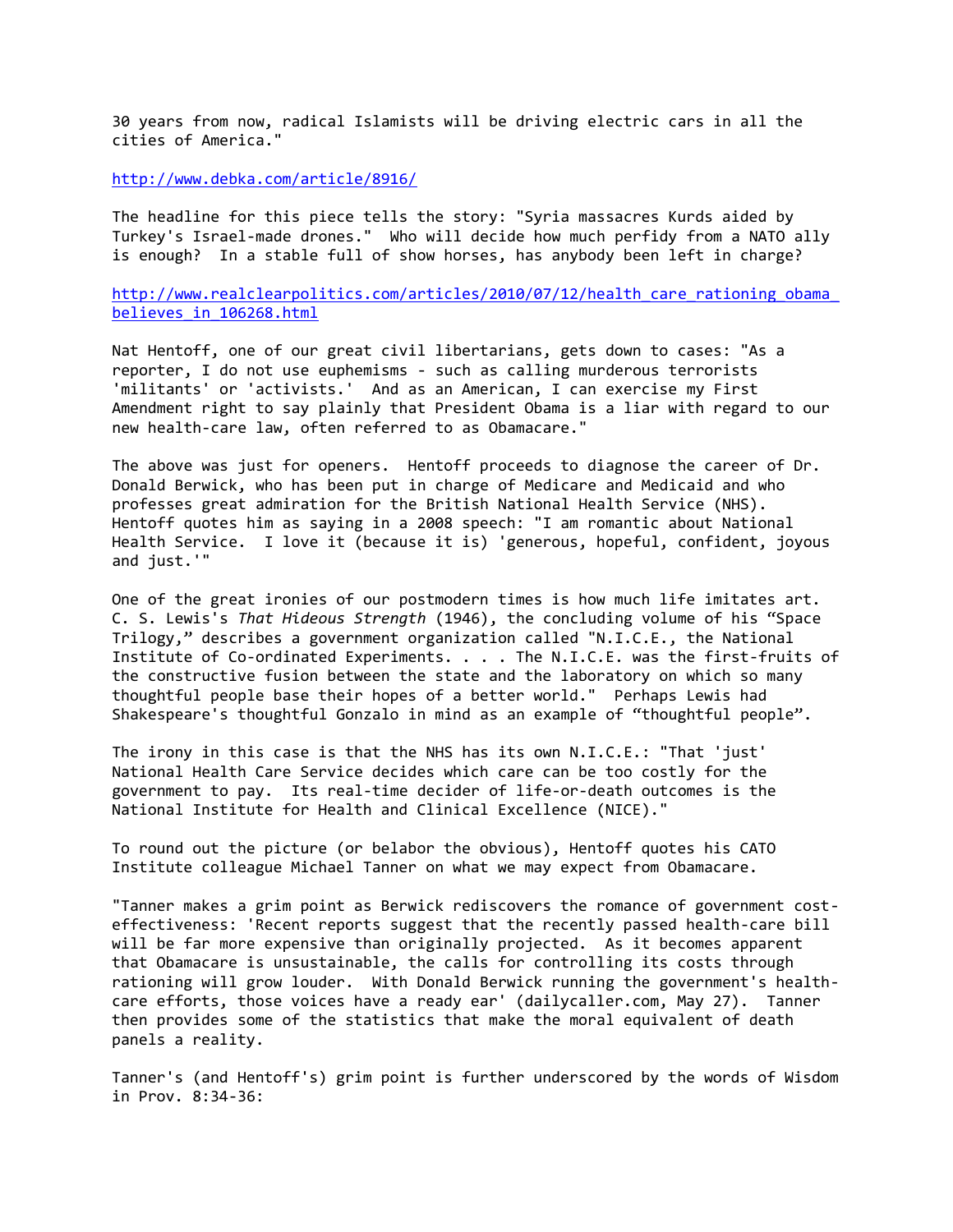30 years from now, radical Islamists will be driving electric cars in all the cities of America."

http://www.debka.com/article/8916/

The headline for this piece tells the story: "Syria massacres Kurds aided by Turkey's Israel-made drones." Who will decide how much perfidy from a NATO ally is enough? In a stable full of show horses, has anybody been left in charge?

http://www.realclearpolitics.com/articles/2010/07/12/health_care_rationing_obama_believes_in_106268.html

Nat Hentoff, one of our great civil libertarians, gets down to cases: "As a reporter, I do not use euphemisms - such as calling murderous terrorists 'militants' or 'activists.' And as an American, I can exercise my First Amendment right to say plainly that President Obama is a liar with regard to our new health-care law, often referred to as Obamacare."

The above was just for openers. Hentoff proceeds to diagnose the career of Dr. Donald Berwick, who has been put in charge of Medicare and Medicaid and who professes great admiration for the British National Health Service (NHS). Hentoff quotes him as saying in a 2008 speech: "I am romantic about National Health Service. I love it (because it is) 'generous, hopeful, confident, joyous and just.'"

One of the great ironies of our postmodern times is how much life imitates art. C. S. Lewis's *That Hideous Strength* (1946), the concluding volume of his "Space Trilogy," describes a government organization called "N.I.C.E., the National Institute of Co-ordinated Experiments. . . . The N.I.C.E. was the first-fruits of the constructive fusion between the state and the laboratory on which so many thoughtful people base their hopes of a better world." Perhaps Lewis had Shakespeare's thoughtful Gonzalo in mind as an example of "thoughtful people".

The irony in this case is that the NHS has its own N.I.C.E.: "That 'just' National Health Care Service decides which care can be too costly for the government to pay. Its real-time decider of life-or-death outcomes is the National Institute for Health and Clinical Excellence (NICE)."

To round out the picture (or belabor the obvious), Hentoff quotes his CATO Institute colleague Michael Tanner on what we may expect from Obamacare.

"Tanner makes a grim point as Berwick rediscovers the romance of government cost-effectiveness: 'Recent reports suggest that the recently passed health-care bill will be far more expensive than originally projected. As it becomes apparent that Obamacare is unsustainable, the calls for controlling its costs through rationing will grow louder. With Donald Berwick running the government's health-care efforts, those voices have a ready ear' (dailycaller.com, May 27). Tanner then provides some of the statistics that make the moral equivalent of death panels a reality.

Tanner's (and Hentoff's) grim point is further underscored by the words of Wisdom in Prov. 8:34-36: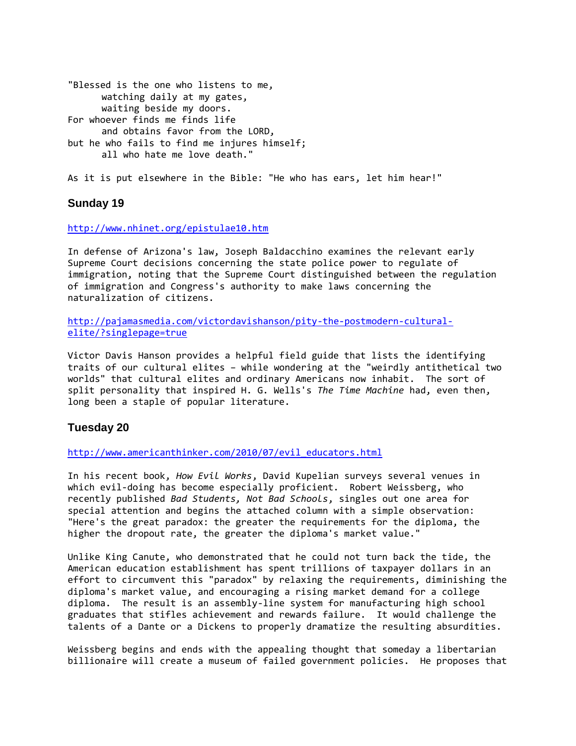"Blessed is the one who listens to me,
      watching daily at my gates,
      waiting beside my doors.
For whoever finds me finds life
      and obtains favor from the LORD,
but he who fails to find me injures himself;
      all who hate me love death."

As it is put elsewhere in the Bible: "He who has ears, let him hear!"

### Sunday 19

http://www.nhinet.org/epistulae10.htm

In defense of Arizona's law, Joseph Baldacchino examines the relevant early Supreme Court decisions concerning the state police power to regulate of immigration, noting that the Supreme Court distinguished between the regulation of immigration and Congress's authority to make laws concerning the naturalization of citizens.

http://pajamasmedia.com/victordavishanson/pity-the-postmodern-cultural-elite/?singlepage=true

Victor Davis Hanson provides a helpful field guide that lists the identifying traits of our cultural elites – while wondering at the "weirdly antithetical two worlds" that cultural elites and ordinary Americans now inhabit.  The sort of split personality that inspired H. G. Wells's *The Time Machine* had, even then, long been a staple of popular literature.

### Tuesday 20

http://www.americanthinker.com/2010/07/evil_educators.html

In his recent book, *How Evil Works*, David Kupelian surveys several venues in which evil-doing has become especially proficient.  Robert Weissberg, who recently published *Bad Students, Not Bad Schools*, singles out one area for special attention and begins the attached column with a simple observation: "Here's the great paradox: the greater the requirements for the diploma, the higher the dropout rate, the greater the diploma's market value."

Unlike King Canute, who demonstrated that he could not turn back the tide, the American education establishment has spent trillions of taxpayer dollars in an effort to circumvent this "paradox" by relaxing the requirements, diminishing the diploma's market value, and encouraging a rising market demand for a college diploma.  The result is an assembly-line system for manufacturing high school graduates that stifles achievement and rewards failure.  It would challenge the talents of a Dante or a Dickens to properly dramatize the resulting absurdities.

Weissberg begins and ends with the appealing thought that someday a libertarian billionaire will create a museum of failed government policies.  He proposes that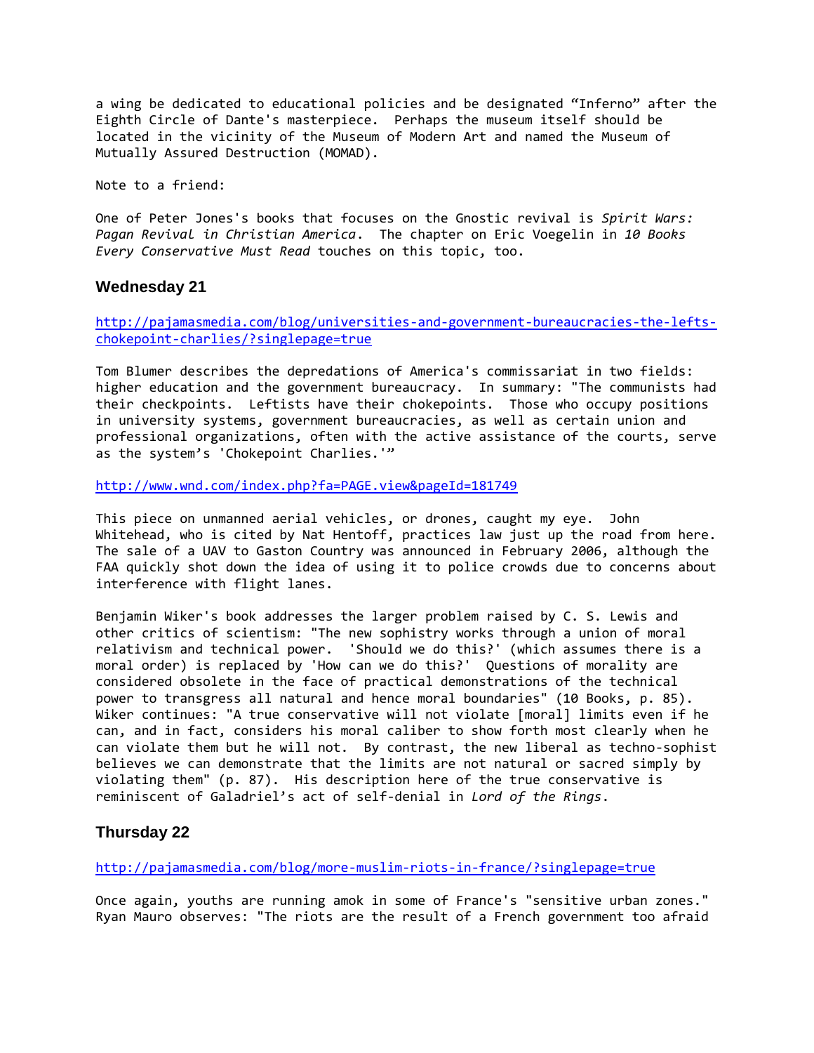a wing be dedicated to educational policies and be designated "Inferno" after the Eighth Circle of Dante's masterpiece. Perhaps the museum itself should be located in the vicinity of the Museum of Modern Art and named the Museum of Mutually Assured Destruction (MOMAD).

Note to a friend:

One of Peter Jones's books that focuses on the Gnostic revival is *Spirit Wars: Pagan Revival in Christian America*. The chapter on Eric Voegelin in *10 Books Every Conservative Must Read* touches on this topic, too.

### Wednesday 21

[http://pajamasmedia.com/blog/universities-and-government-bureaucracies-the-lefts-chokepoint-charlies/?singlepage=true](http://pajamasmedia.com/blog/universities-and-government-bureaucracies-the-lefts-chokepoint-charlies/?singlepage=true)

Tom Blumer describes the depredations of America's commissariat in two fields: higher education and the government bureaucracy. In summary: "The communists had their checkpoints. Leftists have their chokepoints. Those who occupy positions in university systems, government bureaucracies, as well as certain union and professional organizations, often with the active assistance of the courts, serve as the system's 'Chokepoint Charlies.'"

[http://www.wnd.com/index.php?fa=PAGE.view&pageId=181749](http://www.wnd.com/index.php?fa=PAGE.view&pageId=181749)

This piece on unmanned aerial vehicles, or drones, caught my eye. John Whitehead, who is cited by Nat Hentoff, practices law just up the road from here. The sale of a UAV to Gaston Country was announced in February 2006, although the FAA quickly shot down the idea of using it to police crowds due to concerns about interference with flight lanes.

Benjamin Wiker's book addresses the larger problem raised by C. S. Lewis and other critics of scientism: "The new sophistry works through a union of moral relativism and technical power. 'Should we do this?' (which assumes there is a moral order) is replaced by 'How can we do this?' Questions of morality are considered obsolete in the face of practical demonstrations of the technical power to transgress all natural and hence moral boundaries" (10 Books, p. 85). Wiker continues: "A true conservative will not violate [moral] limits even if he can, and in fact, considers his moral caliber to show forth most clearly when he can violate them but he will not. By contrast, the new liberal as techno-sophist believes we can demonstrate that the limits are not natural or sacred simply by violating them" (p. 87). His description here of the true conservative is reminiscent of Galadriel's act of self-denial in *Lord of the Rings*.

### Thursday 22

[http://pajamasmedia.com/blog/more-muslim-riots-in-france/?singlepage=true](http://pajamasmedia.com/blog/more-muslim-riots-in-france/?singlepage=true)

Once again, youths are running amok in some of France's "sensitive urban zones." Ryan Mauro observes: "The riots are the result of a French government too afraid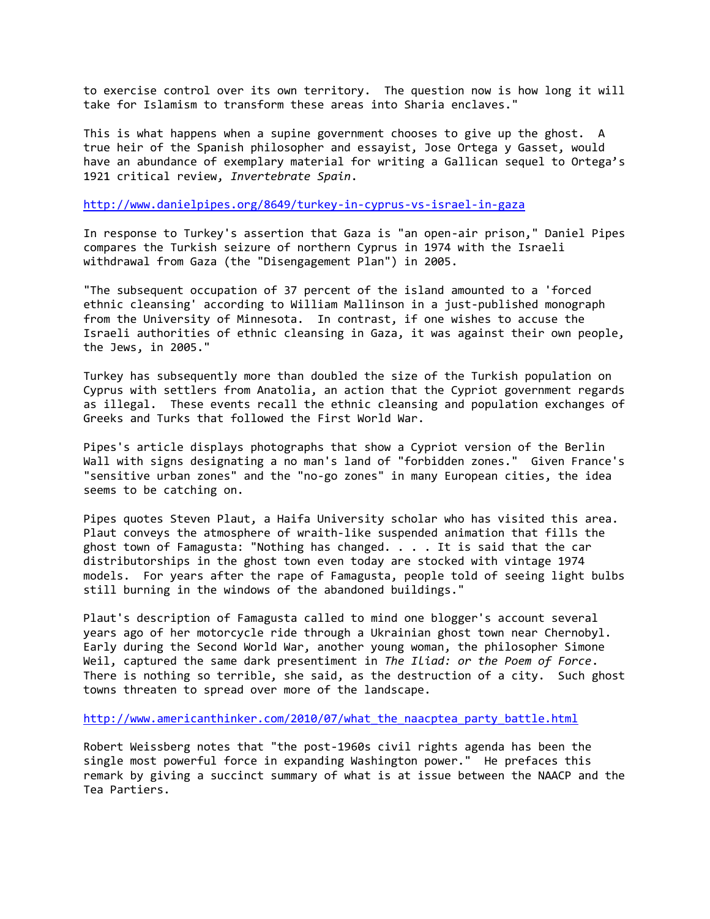to exercise control over its own territory.  The question now is how long it will take for Islamism to transform these areas into Sharia enclaves."

This is what happens when a supine government chooses to give up the ghost.  A true heir of the Spanish philosopher and essayist, Jose Ortega y Gasset, would have an abundance of exemplary material for writing a Gallican sequel to Ortega's 1921 critical review, *Invertebrate Spain*.

http://www.danielpipes.org/8649/turkey-in-cyprus-vs-israel-in-gaza

In response to Turkey's assertion that Gaza is "an open-air prison," Daniel Pipes compares the Turkish seizure of northern Cyprus in 1974 with the Israeli withdrawal from Gaza (the "Disengagement Plan") in 2005.

"The subsequent occupation of 37 percent of the island amounted to a 'forced ethnic cleansing' according to William Mallinson in a just-published monograph from the University of Minnesota.  In contrast, if one wishes to accuse the Israeli authorities of ethnic cleansing in Gaza, it was against their own people, the Jews, in 2005."

Turkey has subsequently more than doubled the size of the Turkish population on Cyprus with settlers from Anatolia, an action that the Cypriot government regards as illegal.  These events recall the ethnic cleansing and population exchanges of Greeks and Turks that followed the First World War.

Pipes's article displays photographs that show a Cypriot version of the Berlin Wall with signs designating a no man's land of "forbidden zones."  Given France's "sensitive urban zones" and the "no-go zones" in many European cities, the idea seems to be catching on.

Pipes quotes Steven Plaut, a Haifa University scholar who has visited this area. Plaut conveys the atmosphere of wraith-like suspended animation that fills the ghost town of Famagusta: "Nothing has changed. . . . It is said that the car distributorships in the ghost town even today are stocked with vintage 1974 models.  For years after the rape of Famagusta, people told of seeing light bulbs still burning in the windows of the abandoned buildings."

Plaut's description of Famagusta called to mind one blogger's account several years ago of her motorcycle ride through a Ukrainian ghost town near Chernobyl. Early during the Second World War, another young woman, the philosopher Simone Weil, captured the same dark presentiment in *The Iliad: or the Poem of Force*. There is nothing so terrible, she said, as the destruction of a city.  Such ghost towns threaten to spread over more of the landscape.

http://www.americanthinker.com/2010/07/what_the_naacptea_party_battle.html

Robert Weissberg notes that "the post-1960s civil rights agenda has been the single most powerful force in expanding Washington power."  He prefaces this remark by giving a succinct summary of what is at issue between the NAACP and the Tea Partiers.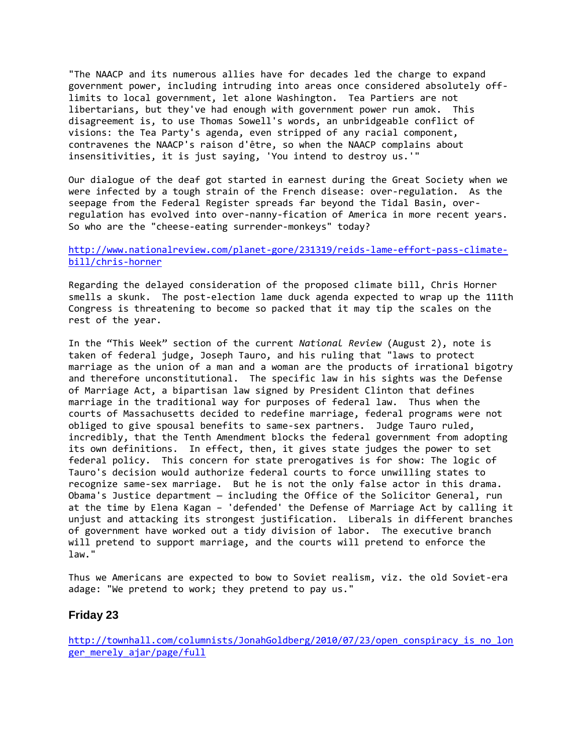"The NAACP and its numerous allies have for decades led the charge to expand government power, including intruding into areas once considered absolutely off-limits to local government, let alone Washington.  Tea Partiers are not libertarians, but they've had enough with government power run amok.  This disagreement is, to use Thomas Sowell's words, an unbridgeable conflict of visions: the Tea Party's agenda, even stripped of any racial component, contravenes the NAACP's raison d'être, so when the NAACP complains about insensitivities, it is just saying, 'You intend to destroy us.'"

Our dialogue of the deaf got started in earnest during the Great Society when we were infected by a tough strain of the French disease: over-regulation.  As the seepage from the Federal Register spreads far beyond the Tidal Basin, over-regulation has evolved into over-nanny-fication of America in more recent years.  So who are the "cheese-eating surrender-monkeys" today?

http://www.nationalreview.com/planet-gore/231319/reids-lame-effort-pass-climate-bill/chris-horner

Regarding the delayed consideration of the proposed climate bill, Chris Horner smells a skunk.  The post-election lame duck agenda expected to wrap up the 111th Congress is threatening to become so packed that it may tip the scales on the rest of the year.

In the "This Week" section of the current *National Review* (August 2), note is taken of federal judge, Joseph Tauro, and his ruling that "laws to protect marriage as the union of a man and a woman are the products of irrational bigotry and therefore unconstitutional.  The specific law in his sights was the Defense of Marriage Act, a bipartisan law signed by President Clinton that defines marriage in the traditional way for purposes of federal law.  Thus when the courts of Massachusetts decided to redefine marriage, federal programs were not obliged to give spousal benefits to same-sex partners.  Judge Tauro ruled, incredibly, that the Tenth Amendment blocks the federal government from adopting its own definitions.  In effect, then, it gives state judges the power to set federal policy.  This concern for state prerogatives is for show: The logic of Tauro's decision would authorize federal courts to force unwilling states to recognize same-sex marriage.  But he is not the only false actor in this drama.  Obama's Justice department — including the Office of the Solicitor General, run at the time by Elena Kagan – 'defended' the Defense of Marriage Act by calling it unjust and attacking its strongest justification.  Liberals in different branches of government have worked out a tidy division of labor.  The executive branch will pretend to support marriage, and the courts will pretend to enforce the law."

Thus we Americans are expected to bow to Soviet realism, viz. the old Soviet-era adage: "We pretend to work; they pretend to pay us."

## Friday 23

http://townhall.com/columnists/JonahGoldberg/2010/07/23/open_conspiracy_is_no_longer_merely_ajar/page/full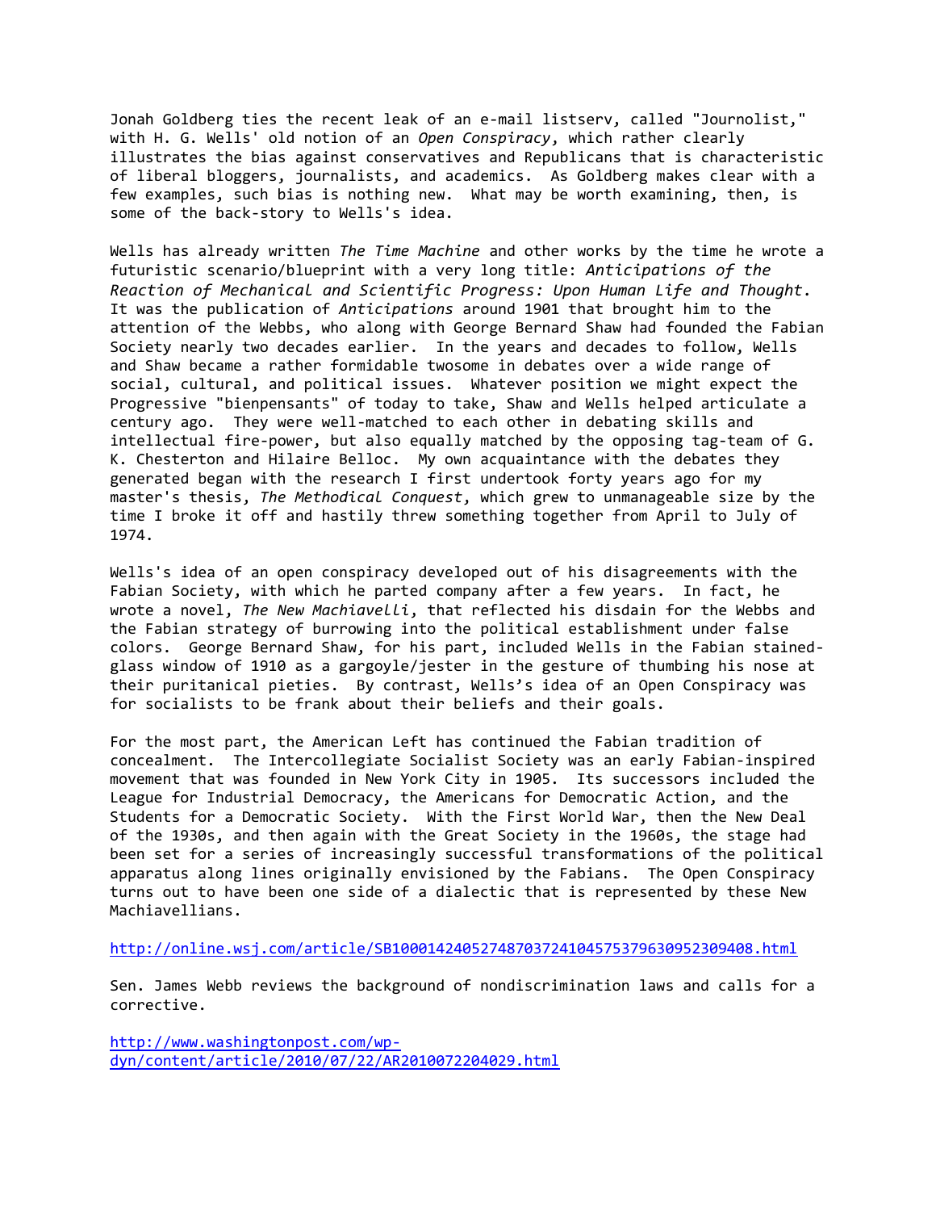Jonah Goldberg ties the recent leak of an e-mail listserv, called "Journolist," with H. G. Wells' old notion of an *Open Conspiracy*, which rather clearly illustrates the bias against conservatives and Republicans that is characteristic of liberal bloggers, journalists, and academics. As Goldberg makes clear with a few examples, such bias is nothing new. What may be worth examining, then, is some of the back-story to Wells's idea.

Wells has already written *The Time Machine* and other works by the time he wrote a futuristic scenario/blueprint with a very long title: *Anticipations of the Reaction of Mechanical and Scientific Progress: Upon Human Life and Thought*. It was the publication of *Anticipations* around 1901 that brought him to the attention of the Webbs, who along with George Bernard Shaw had founded the Fabian Society nearly two decades earlier. In the years and decades to follow, Wells and Shaw became a rather formidable twosome in debates over a wide range of social, cultural, and political issues. Whatever position we might expect the Progressive "bienpensants" of today to take, Shaw and Wells helped articulate a century ago. They were well-matched to each other in debating skills and intellectual fire-power, but also equally matched by the opposing tag-team of G. K. Chesterton and Hilaire Belloc. My own acquaintance with the debates they generated began with the research I first undertook forty years ago for my master's thesis, *The Methodical Conquest*, which grew to unmanageable size by the time I broke it off and hastily threw something together from April to July of 1974.

Wells's idea of an open conspiracy developed out of his disagreements with the Fabian Society, with which he parted company after a few years. In fact, he wrote a novel, *The New Machiavelli*, that reflected his disdain for the Webbs and the Fabian strategy of burrowing into the political establishment under false colors. George Bernard Shaw, for his part, included Wells in the Fabian stained-glass window of 1910 as a gargoyle/jester in the gesture of thumbing his nose at their puritanical pieties. By contrast, Wells's idea of an Open Conspiracy was for socialists to be frank about their beliefs and their goals.

For the most part, the American Left has continued the Fabian tradition of concealment. The Intercollegiate Socialist Society was an early Fabian-inspired movement that was founded in New York City in 1905. Its successors included the League for Industrial Democracy, the Americans for Democratic Action, and the Students for a Democratic Society. With the First World War, then the New Deal of the 1930s, and then again with the Great Society in the 1960s, the stage had been set for a series of increasingly successful transformations of the political apparatus along lines originally envisioned by the Fabians. The Open Conspiracy turns out to have been one side of a dialectic that is represented by these New Machiavellians.

http://online.wsj.com/article/SB10001424052748703724104575379630952309408.html

Sen. James Webb reviews the background of nondiscrimination laws and calls for a corrective.

http://www.washingtonpost.com/wp-dyn/content/article/2010/07/22/AR2010072204029.html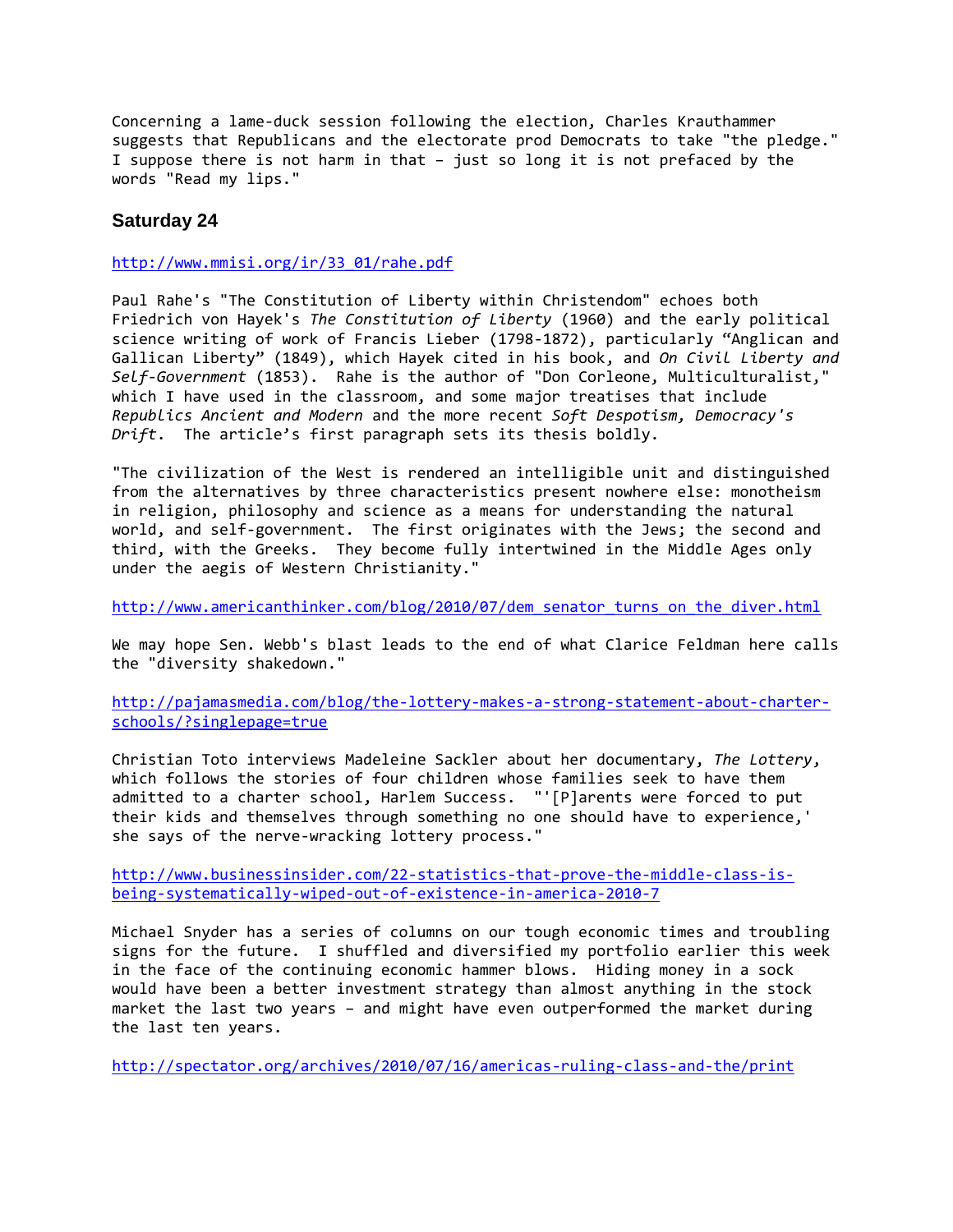Concerning a lame-duck session following the election, Charles Krauthammer suggests that Republicans and the electorate prod Democrats to take "the pledge." I suppose there is not harm in that – just so long it is not prefaced by the words "Read my lips."

### Saturday 24

http://www.mmisi.org/ir/33_01/rahe.pdf

Paul Rahe's "The Constitution of Liberty within Christendom" echoes both Friedrich von Hayek's *The Constitution of Liberty* (1960) and the early political science writing of work of Francis Lieber (1798-1872), particularly “Anglican and Gallican Liberty” (1849), which Hayek cited in his book, and *On Civil Liberty and Self-Government* (1853). Rahe is the author of "Don Corleone, Multiculturalist," which I have used in the classroom, and some major treatises that include *Republics Ancient and Modern* and the more recent *Soft Despotism, Democracy's Drift*. The article’s first paragraph sets its thesis boldly.

"The civilization of the West is rendered an intelligible unit and distinguished from the alternatives by three characteristics present nowhere else: monotheism in religion, philosophy and science as a means for understanding the natural world, and self-government. The first originates with the Jews; the second and third, with the Greeks. They become fully intertwined in the Middle Ages only under the aegis of Western Christianity."

http://www.americanthinker.com/blog/2010/07/dem_senator_turns_on_the_diver.html

We may hope Sen. Webb's blast leads to the end of what Clarice Feldman here calls the "diversity shakedown."

http://pajamasmedia.com/blog/the-lottery-makes-a-strong-statement-about-charter-schools/?singlepage=true

Christian Toto interviews Madeleine Sackler about her documentary, *The Lottery*, which follows the stories of four children whose families seek to have them admitted to a charter school, Harlem Success. "'[P]arents were forced to put their kids and themselves through something no one should have to experience,' she says of the nerve-wracking lottery process."

http://www.businessinsider.com/22-statistics-that-prove-the-middle-class-is-being-systematically-wiped-out-of-existence-in-america-2010-7

Michael Snyder has a series of columns on our tough economic times and troubling signs for the future. I shuffled and diversified my portfolio earlier this week in the face of the continuing economic hammer blows. Hiding money in a sock would have been a better investment strategy than almost anything in the stock market the last two years – and might have even outperformed the market during the last ten years.

http://spectator.org/archives/2010/07/16/americas-ruling-class-and-the/print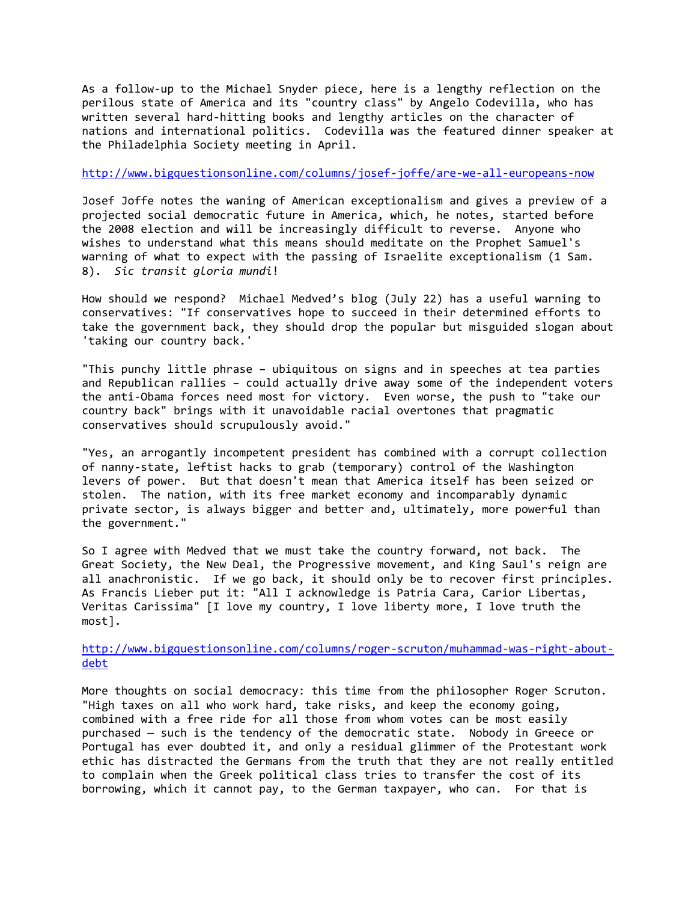As a follow-up to the Michael Snyder piece, here is a lengthy reflection on the perilous state of America and its "country class" by Angelo Codevilla, who has written several hard-hitting books and lengthy articles on the character of nations and international politics. Codevilla was the featured dinner speaker at the Philadelphia Society meeting in April.

http://www.bigquestionsonline.com/columns/josef-joffe/are-we-all-europeans-now

Josef Joffe notes the waning of American exceptionalism and gives a preview of a projected social democratic future in America, which, he notes, started before the 2008 election and will be increasingly difficult to reverse. Anyone who wishes to understand what this means should meditate on the Prophet Samuel's warning of what to expect with the passing of Israelite exceptionalism (1 Sam. 8). *Sic transit gloria mundi*!

How should we respond? Michael Medved's blog (July 22) has a useful warning to conservatives: "If conservatives hope to succeed in their determined efforts to take the government back, they should drop the popular but misguided slogan about 'taking our country back.'

"This punchy little phrase – ubiquitous on signs and in speeches at tea parties and Republican rallies – could actually drive away some of the independent voters the anti-Obama forces need most for victory. Even worse, the push to "take our country back" brings with it unavoidable racial overtones that pragmatic conservatives should scrupulously avoid."

"Yes, an arrogantly incompetent president has combined with a corrupt collection of nanny-state, leftist hacks to grab (temporary) control of the Washington levers of power. But that doesn't mean that America itself has been seized or stolen. The nation, with its free market economy and incomparably dynamic private sector, is always bigger and better and, ultimately, more powerful than the government."

So I agree with Medved that we must take the country forward, not back. The Great Society, the New Deal, the Progressive movement, and King Saul's reign are all anachronistic. If we go back, it should only be to recover first principles. As Francis Lieber put it: "All I acknowledge is Patria Cara, Carior Libertas, Veritas Carissima" [I love my country, I love liberty more, I love truth the most].

http://www.bigquestionsonline.com/columns/roger-scruton/muhammad-was-right-about-debt

More thoughts on social democracy: this time from the philosopher Roger Scruton. "High taxes on all who work hard, take risks, and keep the economy going, combined with a free ride for all those from whom votes can be most easily purchased — such is the tendency of the democratic state. Nobody in Greece or Portugal has ever doubted it, and only a residual glimmer of the Protestant work ethic has distracted the Germans from the truth that they are not really entitled to complain when the Greek political class tries to transfer the cost of its borrowing, which it cannot pay, to the German taxpayer, who can. For that is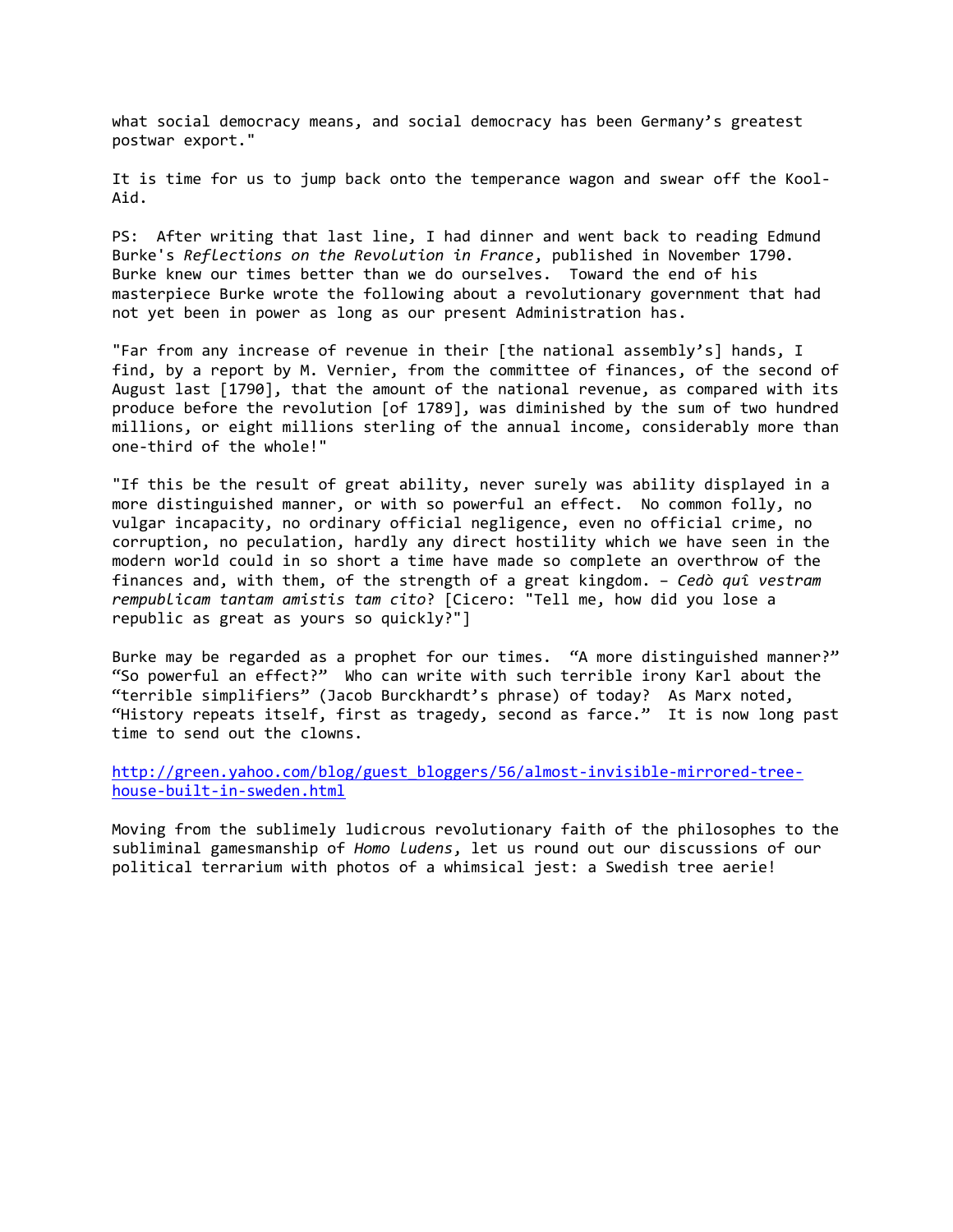what social democracy means, and social democracy has been Germany's greatest postwar export."

It is time for us to jump back onto the temperance wagon and swear off the Kool-Aid.

PS: After writing that last line, I had dinner and went back to reading Edmund Burke's *Reflections on the Revolution in France*, published in November 1790. Burke knew our times better than we do ourselves. Toward the end of his masterpiece Burke wrote the following about a revolutionary government that had not yet been in power as long as our present Administration has.

"Far from any increase of revenue in their [the national assembly's] hands, I find, by a report by M. Vernier, from the committee of finances, of the second of August last [1790], that the amount of the national revenue, as compared with its produce before the revolution [of 1789], was diminished by the sum of two hundred millions, or eight millions sterling of the annual income, considerably more than one-third of the whole!"

"If this be the result of great ability, never surely was ability displayed in a more distinguished manner, or with so powerful an effect. No common folly, no vulgar incapacity, no ordinary official negligence, even no official crime, no corruption, no peculation, hardly any direct hostility which we have seen in the modern world could in so short a time have made so complete an overthrow of the finances and, with them, of the strength of a great kingdom. – *Cedò quî vestram rempublicam tantam amistis tam cito*? [Cicero: "Tell me, how did you lose a republic as great as yours so quickly?"]

Burke may be regarded as a prophet for our times. "A more distinguished manner?" "So powerful an effect?" Who can write with such terrible irony Karl about the "terrible simplifiers" (Jacob Burckhardt's phrase) of today? As Marx noted, "History repeats itself, first as tragedy, second as farce." It is now long past time to send out the clowns.

http://green.yahoo.com/blog/guest_bloggers/56/almost-invisible-mirrored-tree-house-built-in-sweden.html

Moving from the sublimely ludicrous revolutionary faith of the philosophes to the subliminal gamesmanship of *Homo ludens*, let us round out our discussions of our political terrarium with photos of a whimsical jest: a Swedish tree aerie!